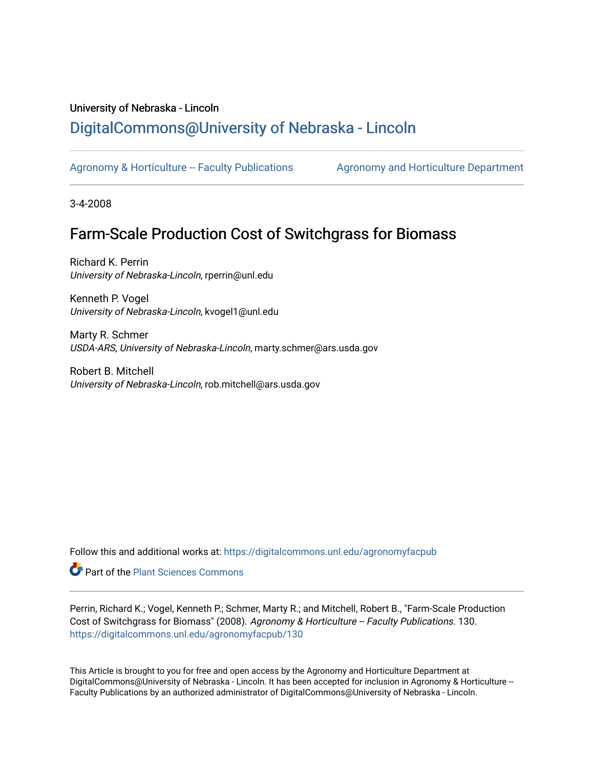University of Nebraska - Lincoln

## DigitalCommons@University of Nebraska - Lincoln

Agronomy & Horticulture -- Faculty Publications

Agronomy and Horticulture Department

3-4-2008

# Farm-Scale Production Cost of Switchgrass for Biomass

Richard K. Perrin
*University of Nebraska-Lincoln*, rperrin@unl.edu

Kenneth P. Vogel
*University of Nebraska-Lincoln*, kvogel1@unl.edu

Marty R. Schmer
*USDA-ARS, University of Nebraska-Lincoln*, marty.schmer@ars.usda.gov

Robert B. Mitchell
*University of Nebraska-Lincoln*, rob.mitchell@ars.usda.gov

Follow this and additional works at: https://digitalcommons.unl.edu/agronomyfacpub

Part of the Plant Sciences Commons

Perrin, Richard K.; Vogel, Kenneth P.; Schmer, Marty R.; and Mitchell, Robert B., "Farm-Scale Production Cost of Switchgrass for Biomass" (2008). *Agronomy & Horticulture -- Faculty Publications*. 130.
https://digitalcommons.unl.edu/agronomyfacpub/130

This Article is brought to you for free and open access by the Agronomy and Horticulture Department at DigitalCommons@University of Nebraska - Lincoln. It has been accepted for inclusion in Agronomy & Horticulture -- Faculty Publications by an authorized administrator of DigitalCommons@University of Nebraska - Lincoln.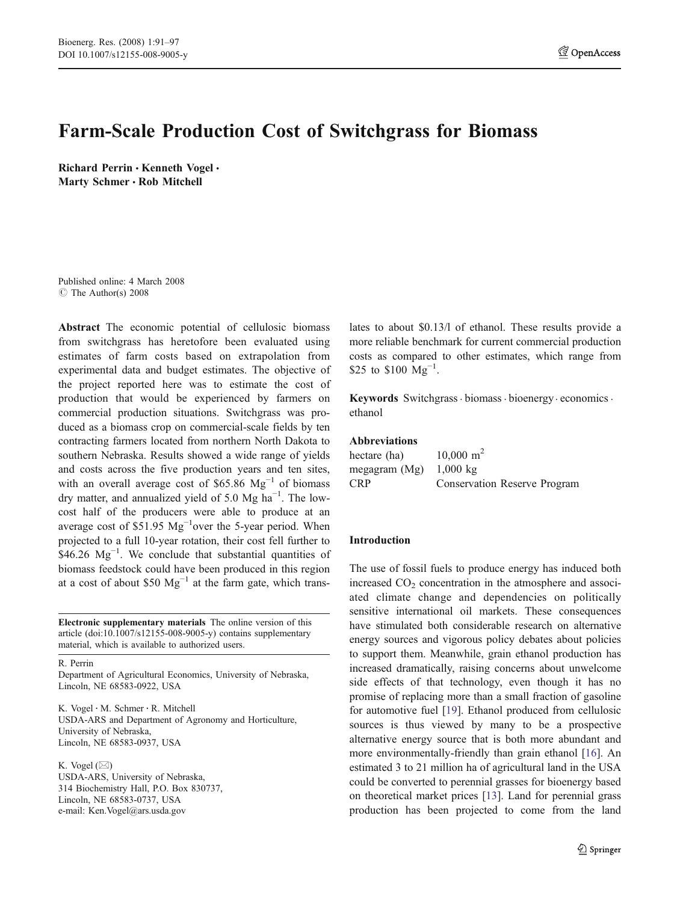# Farm-Scale Production Cost of Switchgrass for Biomass

**Richard Perrin · Kenneth Vogel · Marty Schmer · Rob Mitchell**

Published online: 4 March 2008
© The Author(s) 2008

**Abstract** The economic potential of cellulosic biomass from switchgrass has heretofore been evaluated using estimates of farm costs based on extrapolation from experimental data and budget estimates. The objective of the project reported here was to estimate the cost of production that would be experienced by farmers on commercial production situations. Switchgrass was produced as a biomass crop on commercial-scale fields by ten contracting farmers located from northern North Dakota to southern Nebraska. Results showed a wide range of yields and costs across the five production years and ten sites, with an overall average cost of \$65.86 $Mg^{-1}$ of biomass dry matter, and annualized yield of 5.0 Mg $ha^{-1}$. The low-cost half of the producers were able to produce at an average cost of \$51.95 $Mg^{-1}$over the 5-year period. When projected to a full 10-year rotation, their cost fell further to \$46.26 $Mg^{-1}$. We conclude that substantial quantities of biomass feedstock could have been produced in this region at a cost of about \$50 $Mg^{-1}$ at the farm gate, which translates to about \$0.13/l of ethanol. These results provide a more reliable benchmark for current commercial production costs as compared to other estimates, which range from \$25 to \$100 $Mg^{-1}$.

**Keywords** Switchgrass · biomass · bioenergy · economics · ethanol

**Abbreviations**

| | |
|---|---|
| hectare (ha) | 10,000 $m^2$ |
| megagram (Mg) | 1,000 kg |
| CRP | Conservation Reserve Program |

**Electronic supplementary materials** The online version of this article (doi:10.1007/s12155-008-9005-y) contains supplementary material, which is available to authorized users.

R. Perrin
Department of Agricultural Economics, University of Nebraska, Lincoln, NE 68583-0922, USA

K. Vogel · M. Schmer · R. Mitchell
USDA-ARS and Department of Agronomy and Horticulture, University of Nebraska, Lincoln, NE 68583-0937, USA

K. Vogel (✉)
USDA-ARS, University of Nebraska, 314 Biochemistry Hall, P.O. Box 830737, Lincoln, NE 68583-0737, USA
e-mail: Ken.Vogel@ars.usda.gov

## Introduction

The use of fossil fuels to produce energy has induced both increased $CO_2$ concentration in the atmosphere and associated climate change and dependencies on politically sensitive international oil markets. These consequences have stimulated both considerable research on alternative energy sources and vigorous policy debates about policies to support them. Meanwhile, grain ethanol production has increased dramatically, raising concerns about unwelcome side effects of that technology, even though it has no promise of replacing more than a small fraction of gasoline for automotive fuel [19]. Ethanol produced from cellulosic sources is thus viewed by many to be a prospective alternative energy source that is both more abundant and more environmentally-friendly than grain ethanol [16]. An estimated 3 to 21 million ha of agricultural land in the USA could be converted to perennial grasses for bioenergy based on theoretical market prices [13]. Land for perennial grass production has been projected to come from the land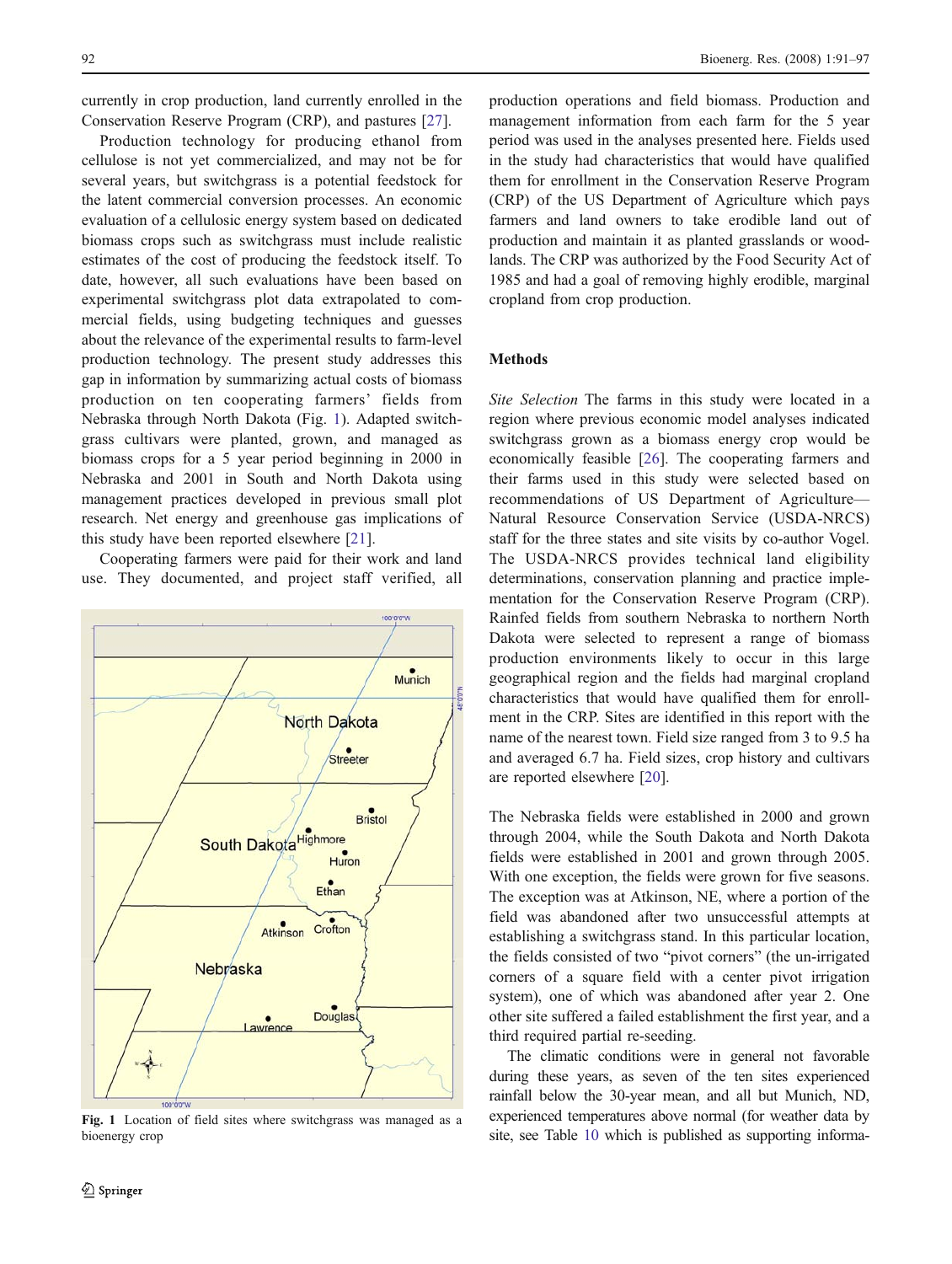currently in crop production, land currently enrolled in the Conservation Reserve Program (CRP), and pastures [27].

Production technology for producing ethanol from cellulose is not yet commercialized, and may not be for several years, but switchgrass is a potential feedstock for the latent commercial conversion processes. An economic evaluation of a cellulosic energy system based on dedicated biomass crops such as switchgrass must include realistic estimates of the cost of producing the feedstock itself. To date, however, all such evaluations have been based on experimental switchgrass plot data extrapolated to commercial fields, using budgeting techniques and guesses about the relevance of the experimental results to farm-level production technology. The present study addresses this gap in information by summarizing actual costs of biomass production on ten cooperating farmers' fields from Nebraska through North Dakota (Fig. 1). Adapted switchgrass cultivars were planted, grown, and managed as biomass crops for a 5 year period beginning in 2000 in Nebraska and 2001 in South and North Dakota using management practices developed in previous small plot research. Net energy and greenhouse gas implications of this study have been reported elsewhere [21].

Cooperating farmers were paid for their work and land use. They documented, and project staff verified, all production operations and field biomass. Production and management information from each farm for the 5 year period was used in the analyses presented here. Fields used in the study had characteristics that would have qualified them for enrollment in the Conservation Reserve Program (CRP) of the US Department of Agriculture which pays farmers and land owners to take erodible land out of production and maintain it as planted grasslands or woodlands. The CRP was authorized by the Food Security Act of 1985 and had a goal of removing highly erodible, marginal cropland from crop production.

Fig. 1 Location of field sites where switchgrass was managed as a bioenergy crop

## Methods

*Site Selection* The farms in this study were located in a region where previous economic model analyses indicated switchgrass grown as a biomass energy crop would be economically feasible [26]. The cooperating farmers and their farms used in this study were selected based on recommendations of US Department of Agriculture—Natural Resource Conservation Service (USDA-NRCS) staff for the three states and site visits by co-author Vogel. The USDA-NRCS provides technical land eligibility determinations, conservation planning and practice implementation for the Conservation Reserve Program (CRP). Rainfed fields from southern Nebraska to northern North Dakota were selected to represent a range of biomass production environments likely to occur in this large geographical region and the fields had marginal cropland characteristics that would have qualified them for enrollment in the CRP. Sites are identified in this report with the name of the nearest town. Field size ranged from 3 to 9.5 ha and averaged 6.7 ha. Field sizes, crop history and cultivars are reported elsewhere [20].

The Nebraska fields were established in 2000 and grown through 2004, while the South Dakota and North Dakota fields were established in 2001 and grown through 2005. With one exception, the fields were grown for five seasons. The exception was at Atkinson, NE, where a portion of the field was abandoned after two unsuccessful attempts at establishing a switchgrass stand. In this particular location, the fields consisted of two "pivot corners" (the un-irrigated corners of a square field with a center pivot irrigation system), one of which was abandoned after year 2. One other site suffered a failed establishment the first year, and a third required partial re-seeding.

The climatic conditions were in general not favorable during these years, as seven of the ten sites experienced rainfall below the 30-year mean, and all but Munich, ND, experienced temperatures above normal (for weather data by site, see Table 10 which is published as supporting informa-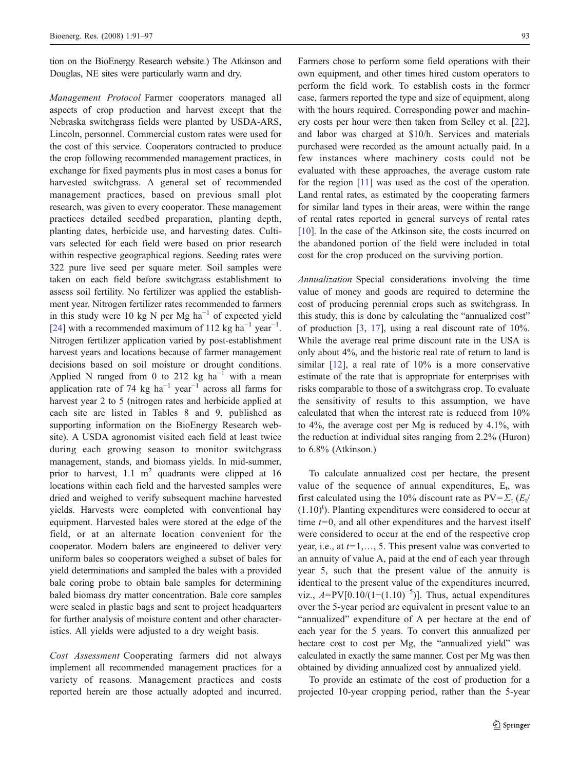tion on the BioEnergy Research website.) The Atkinson and Douglas, NE sites were particularly warm and dry.

*Management Protocol* Farmer cooperators managed all aspects of crop production and harvest except that the Nebraska switchgrass fields were planted by USDA-ARS, Lincoln, personnel. Commercial custom rates were used for the cost of this service. Cooperators contracted to produce the crop following recommended management practices, in exchange for fixed payments plus in most cases a bonus for harvested switchgrass. A general set of recommended management practices, based on previous small plot research, was given to every cooperator. These management practices detailed seedbed preparation, planting depth, planting dates, herbicide use, and harvesting dates. Cultivars selected for each field were based on prior research within respective geographical regions. Seeding rates were 322 pure live seed per square meter. Soil samples were taken on each field before switchgrass establishment to assess soil fertility. No fertilizer was applied the establishment year. Nitrogen fertilizer rates recommended to farmers in this study were 10 kg N per Mg $ha^{-1}$ of expected yield [24] with a recommended maximum of 112 kg $ha^{-1}$ $year^{-1}$. Nitrogen fertilizer application varied by post-establishment harvest years and locations because of farmer management decisions based on soil moisture or drought conditions. Applied N ranged from 0 to 212 kg $ha^{-1}$ with a mean application rate of 74 kg $ha^{-1}$ $year^{-1}$ across all farms for harvest year 2 to 5 (nitrogen rates and herbicide applied at each site are listed in Tables 8 and 9, published as supporting information on the BioEnergy Research website). A USDA agronomist visited each field at least twice during each growing season to monitor switchgrass management, stands, and biomass yields. In mid-summer, prior to harvest, 1.1 $m^2$ quadrants were clipped at 16 locations within each field and the harvested samples were dried and weighed to verify subsequent machine harvested yields. Harvests were completed with conventional hay equipment. Harvested bales were stored at the edge of the field, or at an alternate location convenient for the cooperator. Modern balers are engineered to deliver very uniform bales so cooperators weighed a subset of bales for yield determinations and sampled the bales with a provided bale coring probe to obtain bale samples for determining baled biomass dry matter concentration. Bale core samples were sealed in plastic bags and sent to project headquarters for further analysis of moisture content and other characteristics. All yields were adjusted to a dry weight basis.

*Cost Assessment* Cooperating farmers did not always implement all recommended management practices for a variety of reasons. Management practices and costs reported herein are those actually adopted and incurred. Farmers chose to perform some field operations with their own equipment, and other times hired custom operators to perform the field work. To establish costs in the former case, farmers reported the type and size of equipment, along with the hours required. Corresponding power and machinery costs per hour were then taken from Selley et al. [22], and labor was charged at \$10/h. Services and materials purchased were recorded as the amount actually paid. In a few instances where machinery costs could not be evaluated with these approaches, the average custom rate for the region [11] was used as the cost of the operation. Land rental rates, as estimated by the cooperating farmers for similar land types in their areas, were within the range of rental rates reported in general surveys of rental rates [10]. In the case of the Atkinson site, the costs incurred on the abandoned portion of the field were included in total cost for the crop produced on the surviving portion.

*Annualization* Special considerations involving the time value of money and goods are required to determine the cost of producing perennial crops such as switchgrass. In this study, this is done by calculating the "annualized cost" of production [3, 17], using a real discount rate of 10%. While the average real prime discount rate in the USA is only about 4%, and the historic real rate of return to land is similar [12], a real rate of 10% is a more conservative estimate of the rate that is appropriate for enterprises with risks comparable to those of a switchgrass crop. To evaluate the sensitivity of results to this assumption, we have calculated that when the interest rate is reduced from 10% to 4%, the average cost per Mg is reduced by 4.1%, with the reduction at individual sites ranging from 2.2% (Huron) to 6.8% (Atkinson.)

To calculate annualized cost per hectare, the present value of the sequence of annual expenditures, $E_t$, was first calculated using the 10% discount rate as $PV=\Sigma_t\,(E_t/(1.10)^t)$. Planting expenditures were considered to occur at time $t=0$, and all other expenditures and the harvest itself were considered to occur at the end of the respective crop year, i.e., at $t=1,\ldots,5$. This present value was converted to an annuity of value A, paid at the end of each year through year 5, such that the present value of the annuity is identical to the present value of the expenditures incurred, viz., $A=PV[0.10/(1-(1.10)^{-5})]$. Thus, actual expenditures over the 5-year period are equivalent in present value to an "annualized" expenditure of A per hectare at the end of each year for the 5 years. To convert this annualized per hectare cost to cost per Mg, the "annualized yield" was calculated in exactly the same manner. Cost per Mg was then obtained by dividing annualized cost by annualized yield.

To provide an estimate of the cost of production for a projected 10-year cropping period, rather than the 5-year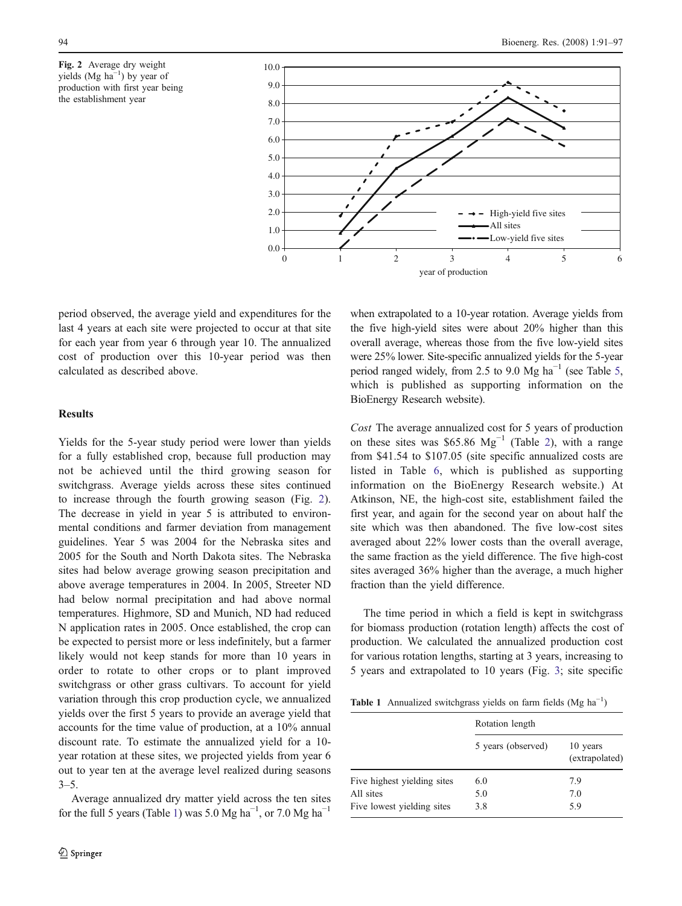**Fig. 2** Average dry weight yields (Mg ha$^{-1}$) by year of production with first year being the establishment year

period observed, the average yield and expenditures for the last 4 years at each site were projected to occur at that site for each year from year 6 through year 10. The annualized cost of production over this 10-year period was then calculated as described above.

## Results

Yields for the 5-year study period were lower than yields for a fully established crop, because full production may not be achieved until the third growing season for switchgrass. Average yields across these sites continued to increase through the fourth growing season (Fig. 2). The decrease in yield in year 5 is attributed to environmental conditions and farmer deviation from management guidelines. Year 5 was 2004 for the Nebraska sites and 2005 for the South and North Dakota sites. The Nebraska sites had below average growing season precipitation and above average temperatures in 2004. In 2005, Streeter ND had below normal precipitation and had above normal temperatures. Highmore, SD and Munich, ND had reduced N application rates in 2005. Once established, the crop can be expected to persist more or less indefinitely, but a farmer likely would not keep stands for more than 10 years in order to rotate to other crops or to plant improved switchgrass or other grass cultivars. To account for yield variation through this crop production cycle, we annualized yields over the first 5 years to provide an average yield that accounts for the time value of production, at a 10% annual discount rate. To estimate the annualized yield for a 10-year rotation at these sites, we projected yields from year 6 out to year ten at the average level realized during seasons 3–5.

Average annualized dry matter yield across the ten sites for the full 5 years (Table 1) was 5.0 Mg ha$^{-1}$, or 7.0 Mg ha$^{-1}$ when extrapolated to a 10-year rotation. Average yields from the five high-yield sites were about 20% higher than this overall average, whereas those from the five low-yield sites were 25% lower. Site-specific annualized yields for the 5-year period ranged widely, from 2.5 to 9.0 Mg ha$^{-1}$ (see Table 5, which is published as supporting information on the BioEnergy Research website).

*Cost* The average annualized cost for 5 years of production on these sites was \$65.86 Mg$^{-1}$ (Table 2), with a range from \$41.54 to \$107.05 (site specific annualized costs are listed in Table 6, which is published as supporting information on the BioEnergy Research website.) At Atkinson, NE, the high-cost site, establishment failed the first year, and again for the second year on about half the site which was then abandoned. The five low-cost sites averaged about 22% lower costs than the overall average, the same fraction as the yield difference. The five high-cost sites averaged 36% higher than the average, a much higher fraction than the yield difference.

The time period in which a field is kept in switchgrass for biomass production (rotation length) affects the cost of production. We calculated the annualized production cost for various rotation lengths, starting at 3 years, increasing to 5 years and extrapolated to 10 years (Fig. 3; site specific

**Table 1** Annualized switchgrass yields on farm fields (Mg ha$^{-1}$)

| | Rotation length | |
|---|---|---|
| | 5 years (observed) | 10 years (extrapolated) |
| Five highest yielding sites | 6.0 | 7.9 |
| All sites | 5.0 | 7.0 |
| Five lowest yielding sites | 3.8 | 5.9 |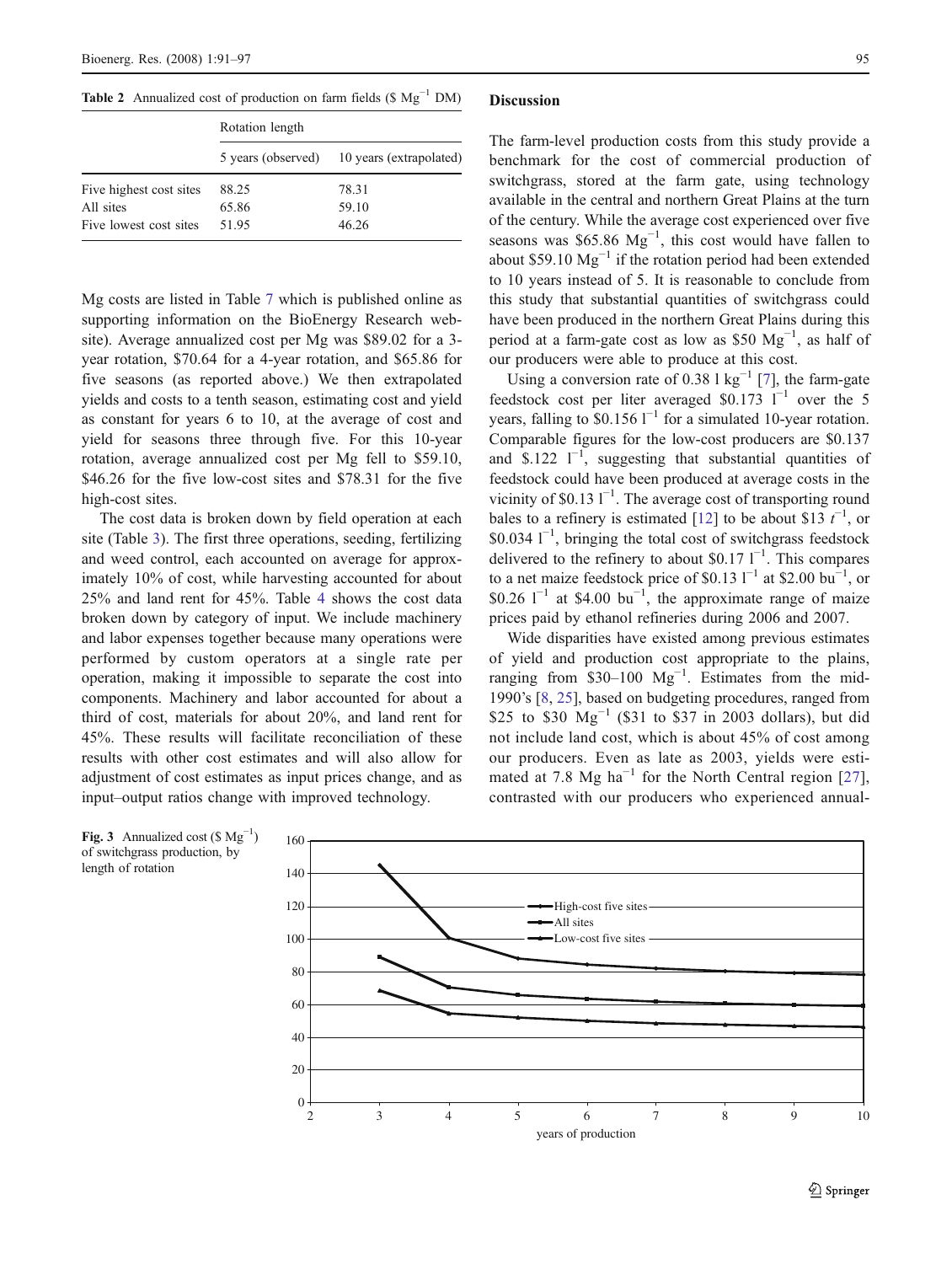**Table 2** Annualized cost of production on farm fields ($ $Mg^{-1}$ DM)

| | Rotation length | |
|---|---|---|
| | 5 years (observed) | 10 years (extrapolated) |
| Five highest cost sites | 88.25 | 78.31 |
| All sites | 65.86 | 59.10 |
| Five lowest cost sites | 51.95 | 46.26 |

Mg costs are listed in Table 7 which is published online as supporting information on the BioEnergy Research website). Average annualized cost per Mg was $89.02 for a 3-year rotation, $70.64 for a 4-year rotation, and $65.86 for five seasons (as reported above.) We then extrapolated yields and costs to a tenth season, estimating cost and yield as constant for years 6 to 10, at the average of cost and yield for seasons three through five. For this 10-year rotation, average annualized cost per Mg fell to $59.10, $46.26 for the five low-cost sites and $78.31 for the five high-cost sites.

The cost data is broken down by field operation at each site (Table 3). The first three operations, seeding, fertilizing and weed control, each accounted on average for approximately 10% of cost, while harvesting accounted for about 25% and land rent for 45%. Table 4 shows the cost data broken down by category of input. We include machinery and labor expenses together because many operations were performed by custom operators at a single rate per operation, making it impossible to separate the cost into components. Machinery and labor accounted for about a third of cost, materials for about 20%, and land rent for 45%. These results will facilitate reconciliation of these results with other cost estimates and will also allow for adjustment of cost estimates as input prices change, and as input–output ratios change with improved technology.

## Discussion

The farm-level production costs from this study provide a benchmark for the cost of commercial production of switchgrass, stored at the farm gate, using technology available in the central and northern Great Plains at the turn of the century. While the average cost experienced over five seasons was $65.86 $Mg^{-1}$, this cost would have fallen to about $59.10 $Mg^{-1}$ if the rotation period had been extended to 10 years instead of 5. It is reasonable to conclude from this study that substantial quantities of switchgrass could have been produced in the northern Great Plains during this period at a farm-gate cost as low as $50 $Mg^{-1}$, as half of our producers were able to produce at this cost.

Using a conversion rate of 0.38 l $kg^{-1}$ [7], the farm-gate feedstock cost per liter averaged $0.173 $l^{-1}$ over the 5 years, falling to $0.156 $l^{-1}$ for a simulated 10-year rotation. Comparable figures for the low-cost producers are $0.137 and $.122 $l^{-1}$, suggesting that substantial quantities of feedstock could have been produced at average costs in the vicinity of $0.13 $l^{-1}$. The average cost of transporting round bales to a refinery is estimated [12] to be about $13 $t^{-1}$, or $0.034 $l^{-1}$, bringing the total cost of switchgrass feedstock delivered to the refinery to about $0.17 $l^{-1}$. This compares to a net maize feedstock price of $0.13 $l^{-1}$ at $2.00 $bu^{-1}$, or $0.26 $l^{-1}$ at $4.00 $bu^{-1}$, the approximate range of maize prices paid by ethanol refineries during 2006 and 2007.

Wide disparities have existed among previous estimates of yield and production cost appropriate to the plains, ranging from $30–100 $Mg^{-1}$. Estimates from the mid-1990's [8, 25], based on budgeting procedures, ranged from $25 to $30 $Mg^{-1}$ ($31 to $37 in 2003 dollars), but did not include land cost, which is about 45% of cost among our producers. Even as late as 2003, yields were estimated at 7.8 Mg $ha^{-1}$ for the North Central region [27], contrasted with our producers who experienced annual-

**Fig. 3** Annualized cost ($ $Mg^{-1}$) of switchgrass production, by length of rotation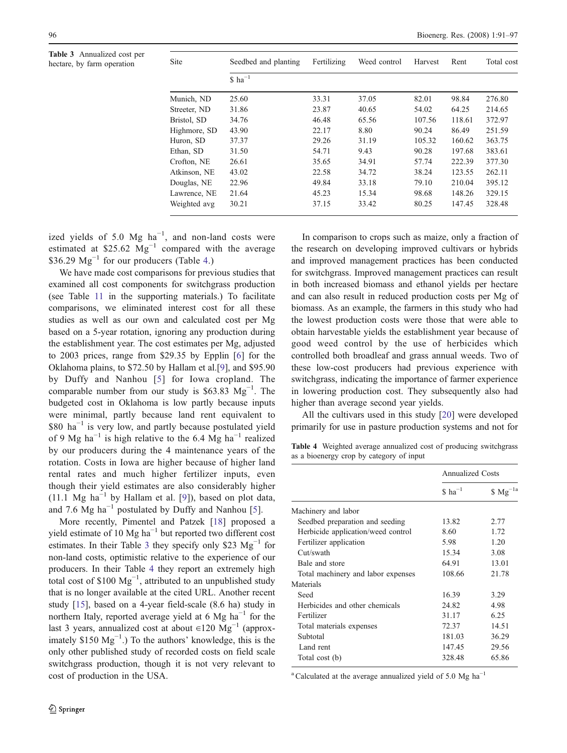Table 3 Annualized cost per hectare, by farm operation

| Site | Seedbed and planting | Fertilizing | Weed control | Harvest | Rent | Total cost |
|---|---|---|---|---|---|---|
| | $ ha$^{-1}$ | | | | | |
| Munich, ND | 25.60 | 33.31 | 37.05 | 82.01 | 98.84 | 276.80 |
| Streeter, ND | 31.86 | 23.87 | 40.65 | 54.02 | 64.25 | 214.65 |
| Bristol, SD | 34.76 | 46.48 | 65.56 | 107.56 | 118.61 | 372.97 |
| Highmore, SD | 43.90 | 22.17 | 8.80 | 90.24 | 86.49 | 251.59 |
| Huron, SD | 37.37 | 29.26 | 31.19 | 105.32 | 160.62 | 363.75 |
| Ethan, SD | 31.50 | 54.71 | 9.43 | 90.28 | 197.68 | 383.61 |
| Crofton, NE | 26.61 | 35.65 | 34.91 | 57.74 | 222.39 | 377.30 |
| Atkinson, NE | 43.02 | 22.58 | 34.72 | 38.24 | 123.55 | 262.11 |
| Douglas, NE | 22.96 | 49.84 | 33.18 | 79.10 | 210.04 | 395.12 |
| Lawrence, NE | 21.64 | 45.23 | 15.34 | 98.68 | 148.26 | 329.15 |
| Weighted avg | 30.21 | 37.15 | 33.42 | 80.25 | 147.45 | 328.48 |

ized yields of 5.0 Mg ha$^{-1}$, and non-land costs were estimated at $25.62 Mg$^{-1}$ compared with the average $36.29 Mg$^{-1}$ for our producers (Table 4.)

We have made cost comparisons for previous studies that examined all cost components for switchgrass production (see Table 11 in the supporting materials.) To facilitate comparisons, we eliminated interest cost for all these studies as well as our own and calculated cost per Mg based on a 5-year rotation, ignoring any production during the establishment year. The cost estimates per Mg, adjusted to 2003 prices, range from $29.35 by Epplin [6] for the Oklahoma plains, to $72.50 by Hallam et al.[9], and $95.90 by Duffy and Nanhou [5] for Iowa cropland. The comparable number from our study is $63.83 Mg$^{-1}$. The budgeted cost in Oklahoma is low partly because inputs were minimal, partly because land rent equivalent to $80 ha$^{-1}$ is very low, and partly because postulated yield of 9 Mg ha$^{-1}$ is high relative to the 6.4 Mg ha$^{-1}$ realized by our producers during the 4 maintenance years of the rotation. Costs in Iowa are higher because of higher land rental rates and much higher fertilizer inputs, even though their yield estimates are also considerably higher (11.1 Mg ha$^{-1}$ by Hallam et al. [9]), based on plot data, and 7.6 Mg ha$^{-1}$ postulated by Duffy and Nanhou [5].

More recently, Pimentel and Patzek [18] proposed a yield estimate of 10 Mg ha$^{-1}$ but reported two different cost estimates. In their Table 3 they specify only $23 Mg$^{-1}$ for non-land costs, optimistic relative to the experience of our producers. In their Table 4 they report an extremely high total cost of $100 Mg$^{-1}$, attributed to an unpublished study that is no longer available at the cited URL. Another recent study [15], based on a 4-year field-scale (8.6 ha) study in northern Italy, reported average yield at 6 Mg ha$^{-1}$ for the last 3 years, annualized cost at about €120 Mg$^{-1}$ (approximately $150 Mg$^{-1}$.) To the authors' knowledge, this is the only other published study of recorded costs on field scale switchgrass production, though it is not very relevant to cost of production in the USA.

In comparison to crops such as maize, only a fraction of the research on developing improved cultivars or hybrids and improved management practices has been conducted for switchgrass. Improved management practices can result in both increased biomass and ethanol yields per hectare and can also result in reduced production costs per Mg of biomass. As an example, the farmers in this study who had the lowest production costs were those that were able to obtain harvestable yields the establishment year because of good weed control by the use of herbicides which controlled both broadleaf and grass annual weeds. Two of these low-cost producers had previous experience with switchgrass, indicating the importance of farmer experience in lowering production cost. They subsequently also had higher than average second year yields.

All the cultivars used in this study [20] were developed primarily for use in pasture production systems and not for

Table 4 Weighted average annualized cost of producing switchgrass as a bioenergy crop by category of input

| | Annualized Costs | |
|---|---|---|
| | $ ha$^{-1}$ | $ Mg$^{-1}$ [a] |
| Machinery and labor | | |
| Seedbed preparation and seeding | 13.82 | 2.77 |
| Herbicide application/weed control | 8.60 | 1.72 |
| Fertilizer application | 5.98 | 1.20 |
| Cut/swath | 15.34 | 3.08 |
| Bale and store | 64.91 | 13.01 |
| Total machinery and labor expenses | 108.66 | 21.78 |
| Materials | | |
| Seed | 16.39 | 3.29 |
| Herbicides and other chemicals | 24.82 | 4.98 |
| Fertilizer | 31.17 | 6.25 |
| Total materials expenses | 72.37 | 14.51 |
| Subtotal | 181.03 | 36.29 |
| Land rent | 147.45 | 29.56 |
| Total cost (b) | 328.48 | 65.86 |

[a] Calculated at the average annualized yield of 5.0 Mg ha$^{-1}$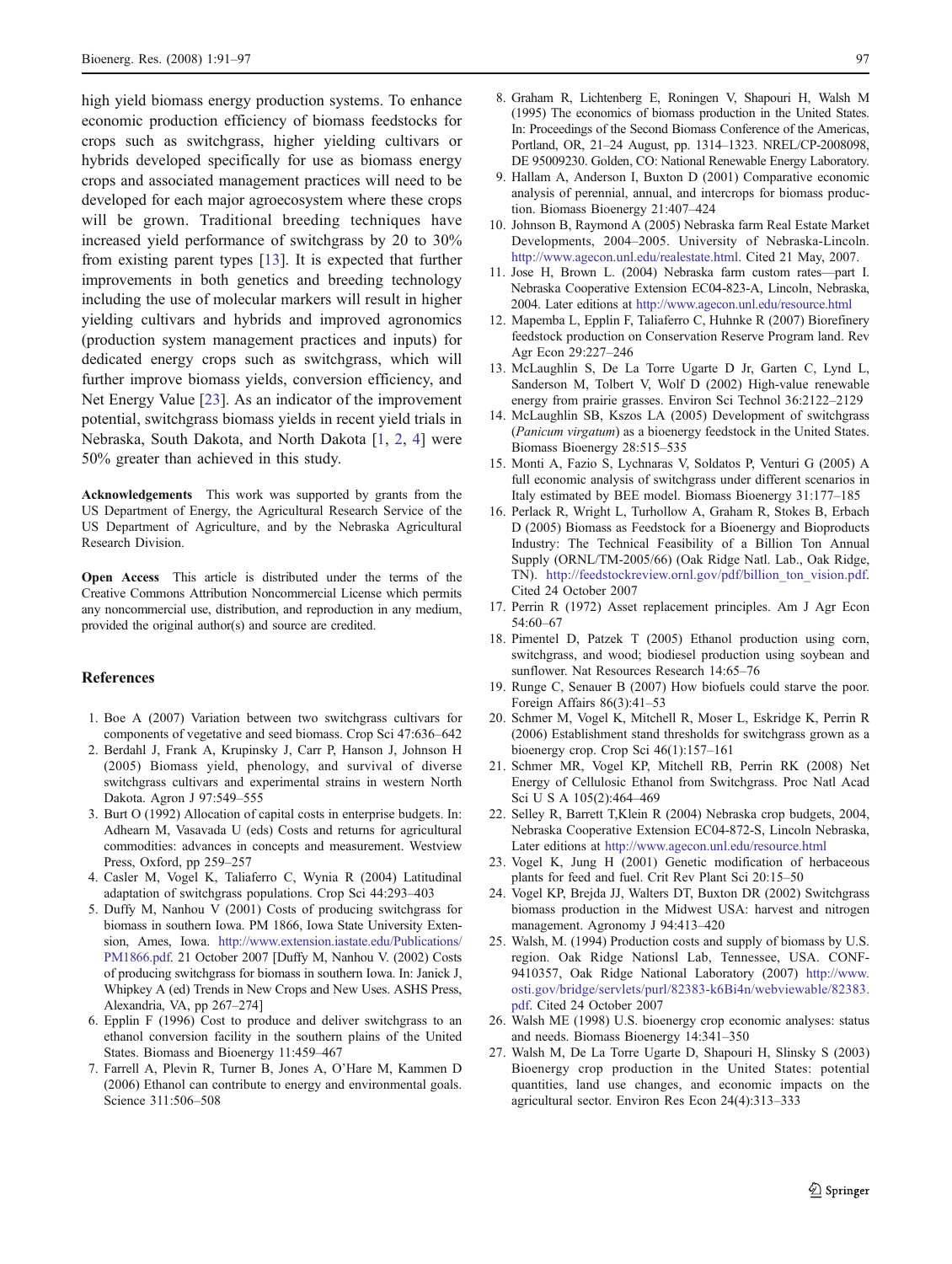high yield biomass energy production systems. To enhance economic production efficiency of biomass feedstocks for crops such as switchgrass, higher yielding cultivars or hybrids developed specifically for use as biomass energy crops and associated management practices will need to be developed for each major agroecosystem where these crops will be grown. Traditional breeding techniques have increased yield performance of switchgrass by 20 to 30% from existing parent types [13]. It is expected that further improvements in both genetics and breeding technology including the use of molecular markers will result in higher yielding cultivars and hybrids and improved agronomics (production system management practices and inputs) for dedicated energy crops such as switchgrass, which will further improve biomass yields, conversion efficiency, and Net Energy Value [23]. As an indicator of the improvement potential, switchgrass biomass yields in recent yield trials in Nebraska, South Dakota, and North Dakota [1, 2, 4] were 50% greater than achieved in this study.

**Acknowledgements** This work was supported by grants from the US Department of Energy, the Agricultural Research Service of the US Department of Agriculture, and by the Nebraska Agricultural Research Division.

**Open Access** This article is distributed under the terms of the Creative Commons Attribution Noncommercial License which permits any noncommercial use, distribution, and reproduction in any medium, provided the original author(s) and source are credited.

## References

1. Boe A (2007) Variation between two switchgrass cultivars for components of vegetative and seed biomass. Crop Sci 47:636–642
2. Berdahl J, Frank A, Krupinsky J, Carr P, Hanson J, Johnson H (2005) Biomass yield, phenology, and survival of diverse switchgrass cultivars and experimental strains in western North Dakota. Agron J 97:549–555
3. Burt O (1992) Allocation of capital costs in enterprise budgets. In: Adhearn M, Vasavada U (eds) Costs and returns for agricultural commodities: advances in concepts and measurement. Westview Press, Oxford, pp 259–257
4. Casler M, Vogel K, Taliaferro C, Wynia R (2004) Latitudinal adaptation of switchgrass populations. Crop Sci 44:293–403
5. Duffy M, Nanhou V (2001) Costs of producing switchgrass for biomass in southern Iowa. PM 1866, Iowa State University Extension, Ames, Iowa. http://www.extension.iastate.edu/Publications/PM1866.pdf. 21 October 2007 [Duffy M, Nanhou V. (2002) Costs of producing switchgrass for biomass in southern Iowa. In: Janick J, Whipkey A (ed) Trends in New Crops and New Uses. ASHS Press, Alexandria, VA, pp 267–274]
6. Epplin F (1996) Cost to produce and deliver switchgrass to an ethanol conversion facility in the southern plains of the United States. Biomass and Bioenergy 11:459–467
7. Farrell A, Plevin R, Turner B, Jones A, O'Hare M, Kammen D (2006) Ethanol can contribute to energy and environmental goals. Science 311:506–508
8. Graham R, Lichtenberg E, Roningen V, Shapouri H, Walsh M (1995) The economics of biomass production in the United States. In: Proceedings of the Second Biomass Conference of the Americas, Portland, OR, 21–24 August, pp. 1314–1323. NREL/CP-2008098, DE 95009230. Golden, CO: National Renewable Energy Laboratory.
9. Hallam A, Anderson I, Buxton D (2001) Comparative economic analysis of perennial, annual, and intercrops for biomass production. Biomass Bioenergy 21:407–424
10. Johnson B, Raymond A (2005) Nebraska farm Real Estate Market Developments, 2004–2005. University of Nebraska-Lincoln. http://www.agecon.unl.edu/realestate.html. Cited 21 May, 2007.
11. Jose H, Brown L. (2004) Nebraska farm custom rates—part I. Nebraska Cooperative Extension EC04-823-A, Lincoln, Nebraska, 2004. Later editions at http://www.agecon.unl.edu/resource.html
12. Mapemba L, Epplin F, Taliaferro C, Huhnke R (2007) Biorefinery feedstock production on Conservation Reserve Program land. Rev Agr Econ 29:227–246
13. McLaughlin S, De La Torre Ugarte D Jr, Garten C, Lynd L, Sanderson M, Tolbert V, Wolf D (2002) High-value renewable energy from prairie grasses. Environ Sci Technol 36:2122–2129
14. McLaughlin SB, Kszos LA (2005) Development of switchgrass (*Panicum virgatum*) as a bioenergy feedstock in the United States. Biomass Bioenergy 28:515–535
15. Monti A, Fazio S, Lychnaras V, Soldatos P, Venturi G (2005) A full economic analysis of switchgrass under different scenarios in Italy estimated by BEE model. Biomass Bioenergy 31:177–185
16. Perlack R, Wright L, Turhollow A, Graham R, Stokes B, Erbach D (2005) Biomass as Feedstock for a Bioenergy and Bioproducts Industry: The Technical Feasibility of a Billion Ton Annual Supply (ORNL/TM-2005/66) (Oak Ridge Natl. Lab., Oak Ridge, TN). http://feedstockreview.ornl.gov/pdf/billion_ton_vision.pdf. Cited 24 October 2007
17. Perrin R (1972) Asset replacement principles. Am J Agr Econ 54:60–67
18. Pimentel D, Patzek T (2005) Ethanol production using corn, switchgrass, and wood; biodiesel production using soybean and sunflower. Nat Resources Research 14:65–76
19. Runge C, Senauer B (2007) How biofuels could starve the poor. Foreign Affairs 86(3):41–53
20. Schmer M, Vogel K, Mitchell R, Moser L, Eskridge K, Perrin R (2006) Establishment stand thresholds for switchgrass grown as a bioenergy crop. Crop Sci 46(1):157–161
21. Schmer MR, Vogel KP, Mitchell RB, Perrin RK (2008) Net Energy of Cellulosic Ethanol from Switchgrass. Proc Natl Acad Sci U S A 105(2):464–469
22. Selley R, Barrett T,Klein R (2004) Nebraska crop budgets, 2004, Nebraska Cooperative Extension EC04-872-S, Lincoln Nebraska, Later editions at http://www.agecon.unl.edu/resource.html
23. Vogel K, Jung H (2001) Genetic modification of herbaceous plants for feed and fuel. Crit Rev Plant Sci 20:15–50
24. Vogel KP, Brejda JJ, Walters DT, Buxton DR (2002) Switchgrass biomass production in the Midwest USA: harvest and nitrogen management. Agronomy J 94:413–420
25. Walsh, M. (1994) Production costs and supply of biomass by U.S. region. Oak Ridge Nationsl Lab, Tennessee, USA. CONF-9410357, Oak Ridge National Laboratory (2007) http://www.osti.gov/bridge/servlets/purl/82383-k6Bi4n/webviewable/82383.pdf. Cited 24 October 2007
26. Walsh ME (1998) U.S. bioenergy crop economic analyses: status and needs. Biomass Bioenergy 14:341–350
27. Walsh M, De La Torre Ugarte D, Shapouri H, Slinsky S (2003) Bioenergy crop production in the United States: potential quantities, land use changes, and economic impacts on the agricultural sector. Environ Res Econ 24(4):313–333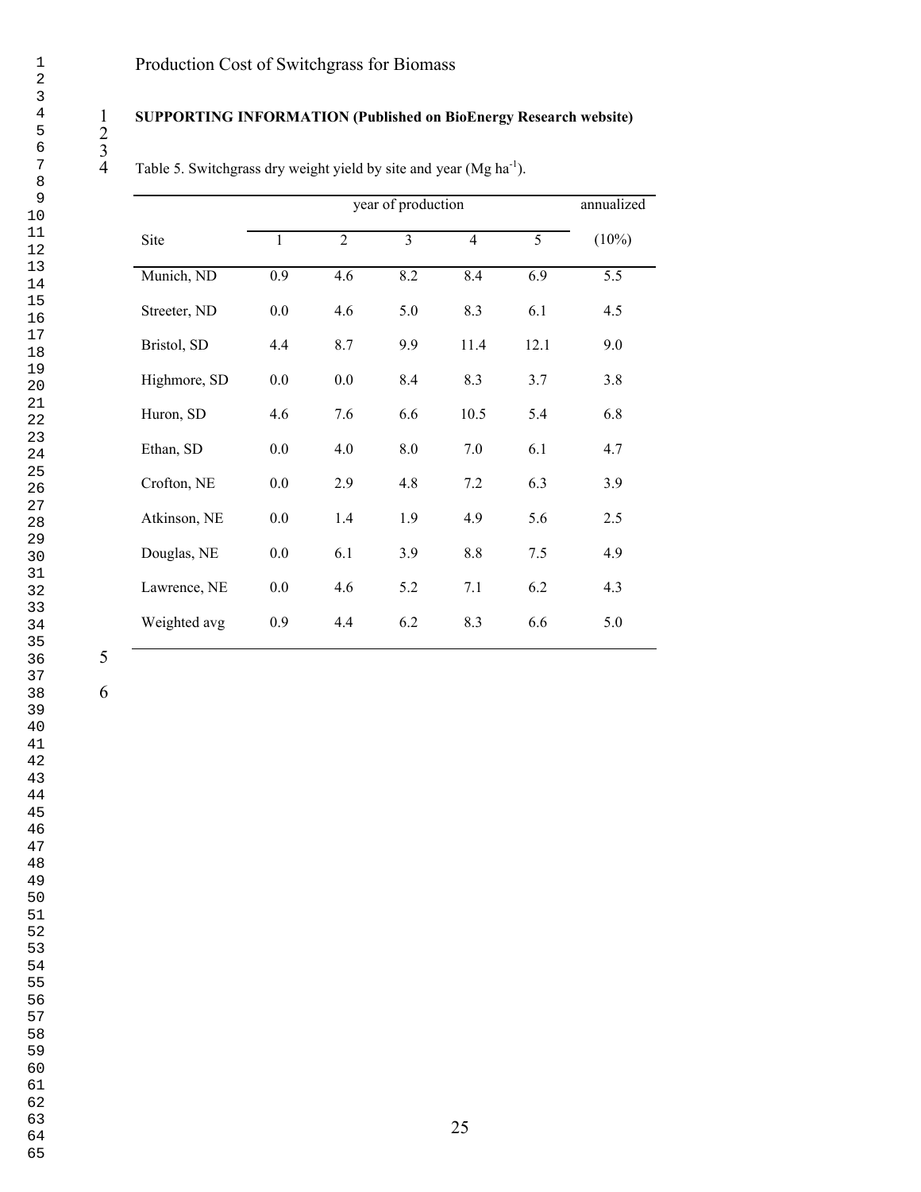**SUPPORTING INFORMATION (Published on BioEnergy Research website)**

Table 5. Switchgrass dry weight yield by site and year (Mg ha$^{-1}$).

| Site | year of production | | | | | annualized (10%) |
|---|---|---|---|---|---|---|
| | 1 | 2 | 3 | 4 | 5 | |
| Munich, ND | 0.9 | 4.6 | 8.2 | 8.4 | 6.9 | 5.5 |
| Streeter, ND | 0.0 | 4.6 | 5.0 | 8.3 | 6.1 | 4.5 |
| Bristol, SD | 4.4 | 8.7 | 9.9 | 11.4 | 12.1 | 9.0 |
| Highmore, SD | 0.0 | 0.0 | 8.4 | 8.3 | 3.7 | 3.8 |
| Huron, SD | 4.6 | 7.6 | 6.6 | 10.5 | 5.4 | 6.8 |
| Ethan, SD | 0.0 | 4.0 | 8.0 | 7.0 | 6.1 | 4.7 |
| Crofton, NE | 0.0 | 2.9 | 4.8 | 7.2 | 6.3 | 3.9 |
| Atkinson, NE | 0.0 | 1.4 | 1.9 | 4.9 | 5.6 | 2.5 |
| Douglas, NE | 0.0 | 6.1 | 3.9 | 8.8 | 7.5 | 4.9 |
| Lawrence, NE | 0.0 | 4.6 | 5.2 | 7.1 | 6.2 | 4.3 |
| Weighted avg | 0.9 | 4.4 | 6.2 | 8.3 | 6.6 | 5.0 |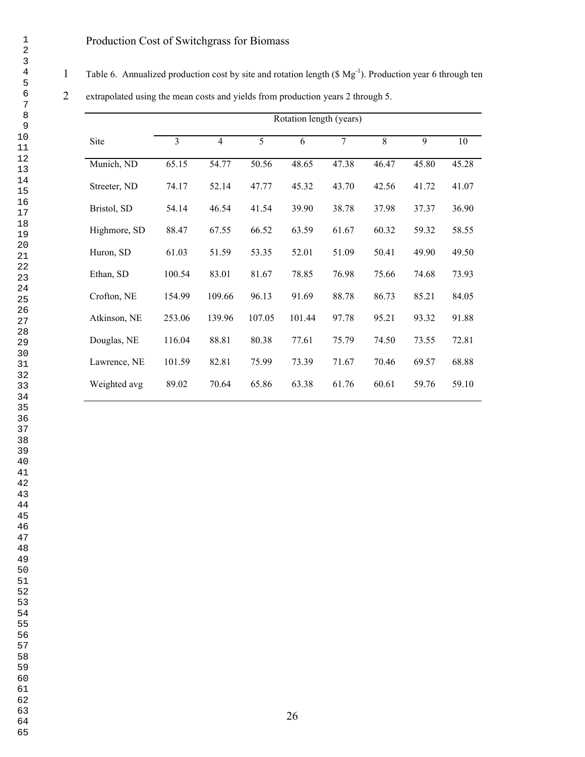Table 6. Annualized production cost by site and rotation length ($ Mg$^{-1}$). Production year 6 through ten extrapolated using the mean costs and yields from production years 2 through 5.

| Site | Rotation length (years) | | | | | | | |
|---|---|---|---|---|---|---|---|---|
| | 3 | 4 | 5 | 6 | 7 | 8 | 9 | 10 |
| Munich, ND | 65.15 | 54.77 | 50.56 | 48.65 | 47.38 | 46.47 | 45.80 | 45.28 |
| Streeter, ND | 74.17 | 52.14 | 47.77 | 45.32 | 43.70 | 42.56 | 41.72 | 41.07 |
| Bristol, SD | 54.14 | 46.54 | 41.54 | 39.90 | 38.78 | 37.98 | 37.37 | 36.90 |
| Highmore, SD | 88.47 | 67.55 | 66.52 | 63.59 | 61.67 | 60.32 | 59.32 | 58.55 |
| Huron, SD | 61.03 | 51.59 | 53.35 | 52.01 | 51.09 | 50.41 | 49.90 | 49.50 |
| Ethan, SD | 100.54 | 83.01 | 81.67 | 78.85 | 76.98 | 75.66 | 74.68 | 73.93 |
| Crofton, NE | 154.99 | 109.66 | 96.13 | 91.69 | 88.78 | 86.73 | 85.21 | 84.05 |
| Atkinson, NE | 253.06 | 139.96 | 107.05 | 101.44 | 97.78 | 95.21 | 93.32 | 91.88 |
| Douglas, NE | 116.04 | 88.81 | 80.38 | 77.61 | 75.79 | 74.50 | 73.55 | 72.81 |
| Lawrence, NE | 101.59 | 82.81 | 75.99 | 73.39 | 71.67 | 70.46 | 69.57 | 68.88 |
| Weighted avg | 89.02 | 70.64 | 65.86 | 63.38 | 61.76 | 60.61 | 59.76 | 59.10 |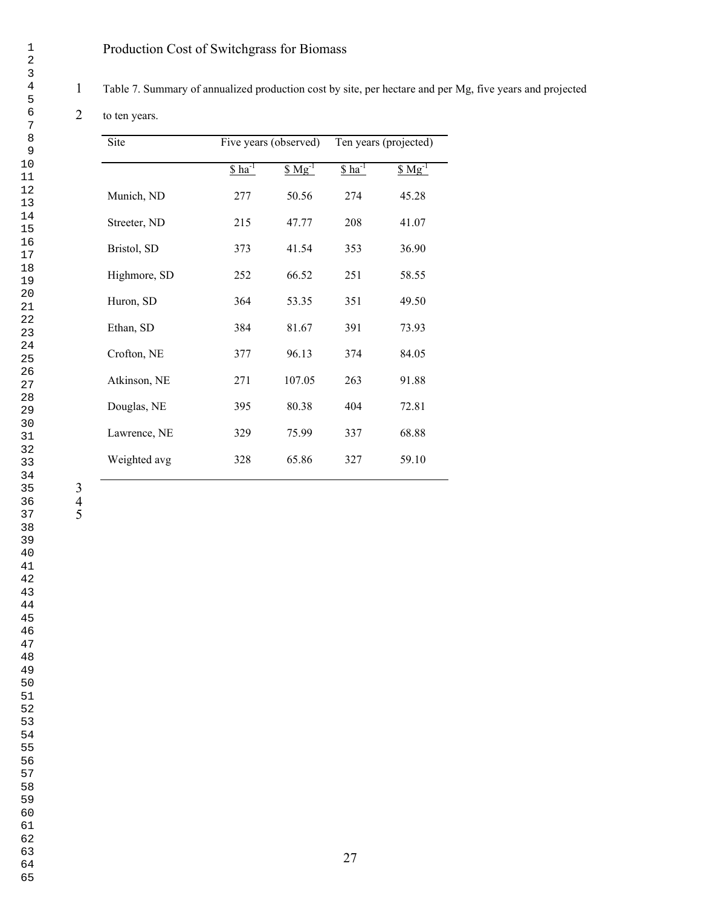Table 7. Summary of annualized production cost by site, per hectare and per Mg, five years and projected to ten years.

| Site | Five years (observed) | | Ten years (projected) | |
|---|---|---|---|---|
| | \$ $ha^{-1}$ | \$ $Mg^{-1}$ | \$ $ha^{-1}$ | \$ $Mg^{-1}$ |
| Munich, ND | 277 | 50.56 | 274 | 45.28 |
| Streeter, ND | 215 | 47.77 | 208 | 41.07 |
| Bristol, SD | 373 | 41.54 | 353 | 36.90 |
| Highmore, SD | 252 | 66.52 | 251 | 58.55 |
| Huron, SD | 364 | 53.35 | 351 | 49.50 |
| Ethan, SD | 384 | 81.67 | 391 | 73.93 |
| Crofton, NE | 377 | 96.13 | 374 | 84.05 |
| Atkinson, NE | 271 | 107.05 | 263 | 91.88 |
| Douglas, NE | 395 | 80.38 | 404 | 72.81 |
| Lawrence, NE | 329 | 75.99 | 337 | 68.88 |
| Weighted avg | 328 | 65.86 | 327 | 59.10 |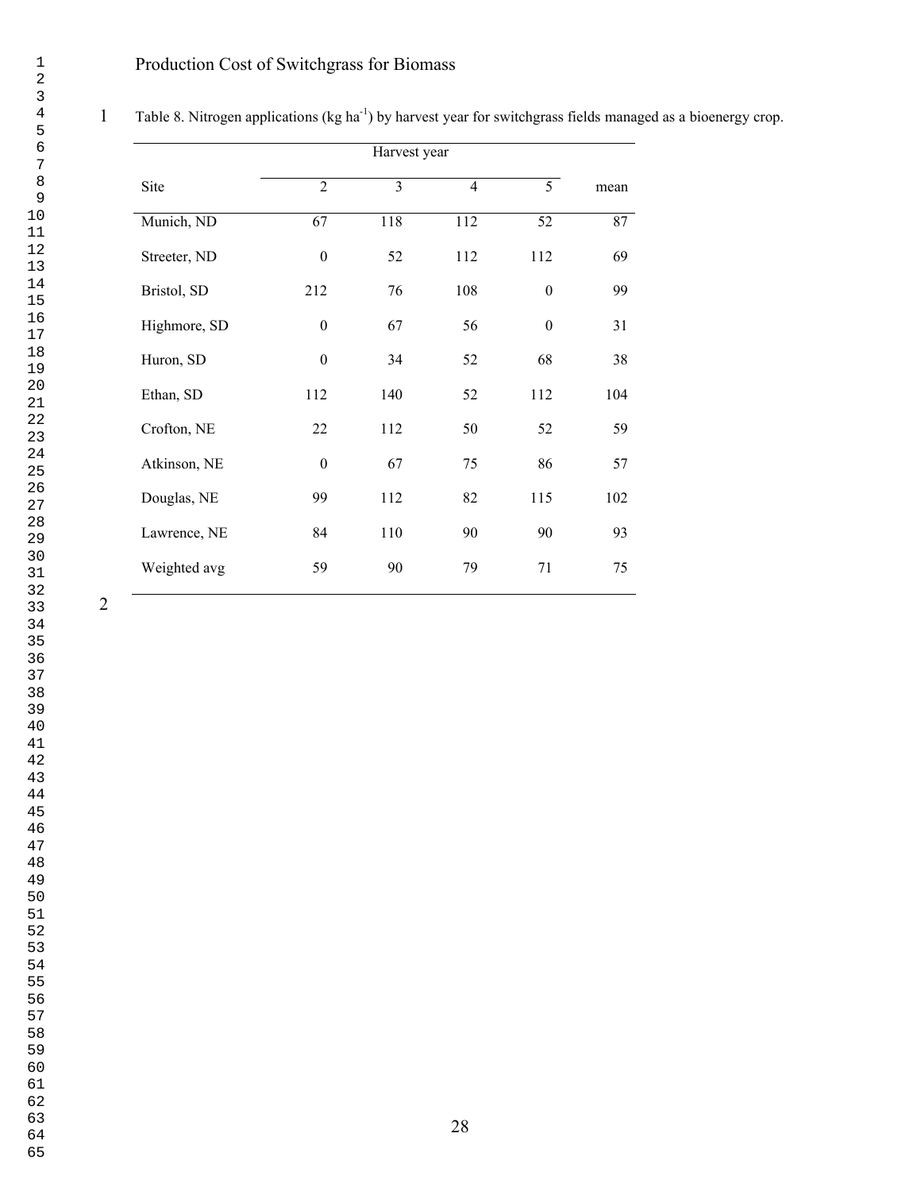Table 8. Nitrogen applications (kg ha$^{-1}$) by harvest year for switchgrass fields managed as a bioenergy crop.

| | Harvest year | | | | |
|---|---|---|---|---|---|
| Site | 2 | 3 | 4 | 5 | mean |
| Munich, ND | 67 | 118 | 112 | 52 | 87 |
| Streeter, ND | 0 | 52 | 112 | 112 | 69 |
| Bristol, SD | 212 | 76 | 108 | 0 | 99 |
| Highmore, SD | 0 | 67 | 56 | 0 | 31 |
| Huron, SD | 0 | 34 | 52 | 68 | 38 |
| Ethan, SD | 112 | 140 | 52 | 112 | 104 |
| Crofton, NE | 22 | 112 | 50 | 52 | 59 |
| Atkinson, NE | 0 | 67 | 75 | 86 | 57 |
| Douglas, NE | 99 | 112 | 82 | 115 | 102 |
| Lawrence, NE | 84 | 110 | 90 | 90 | 93 |
| Weighted avg | 59 | 90 | 79 | 71 | 75 |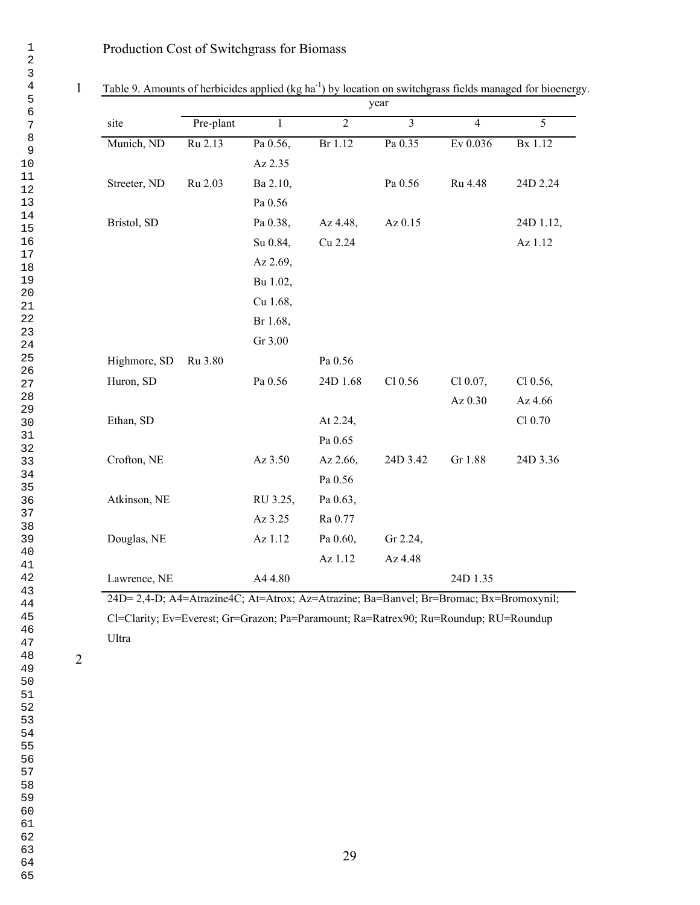Table 9. Amounts of herbicides applied (kg ha$^{-1}$) by location on switchgrass fields managed for bioenergy.

| | year | | | | | |
|---|---|---|---|---|---|---|
| site | Pre-plant | 1 | 2 | 3 | 4 | 5 |
| Munich, ND | Ru 2.13 | Pa 0.56, Az 2.35 | Br 1.12 | Pa 0.35 | Ev 0.036 | Bx 1.12 |
| Streeter, ND | Ru 2.03 | Ba 2.10, Pa 0.56 | | Pa 0.56 | Ru 4.48 | 24D 2.24 |
| Bristol, SD | | Pa 0.38, Su 0.84, Az 2.69, Bu 1.02, Cu 1.68, Br 1.68, Gr 3.00 | Az 4.48, Cu 2.24 | Az 0.15 | | 24D 1.12, Az 1.12 |
| Highmore, SD | Ru 3.80 | | Pa 0.56 | | | |
| Huron, SD | | Pa 0.56 | 24D 1.68 | Cl 0.56 | Cl 0.07, Az 0.30 | Cl 0.56, Az 4.66 |
| Ethan, SD | | | At 2.24, Pa 0.65 | | | Cl 0.70 |
| Crofton, NE | | Az 3.50 | Az 2.66, Pa 0.56 | 24D 3.42 | Gr 1.88 | 24D 3.36 |
| Atkinson, NE | | RU 3.25, Az 3.25 | Pa 0.63, Ra 0.77 | | | |
| Douglas, NE | | Az 1.12 | Pa 0.60, Az 1.12 | Gr 2.24, Az 4.48 | | |
| Lawrence, NE | | A4 4.80 | | | 24D 1.35 | |

24D= 2,4-D; A4=Atrazine4C; At=Atrox; Az=Atrazine; Ba=Banvel; Br=Bromac; Bx=Bromoxynil; Cl=Clarity; Ev=Everest; Gr=Grazon; Pa=Paramount; Ra=Ratrex90; Ru=Roundup; RU=Roundup Ultra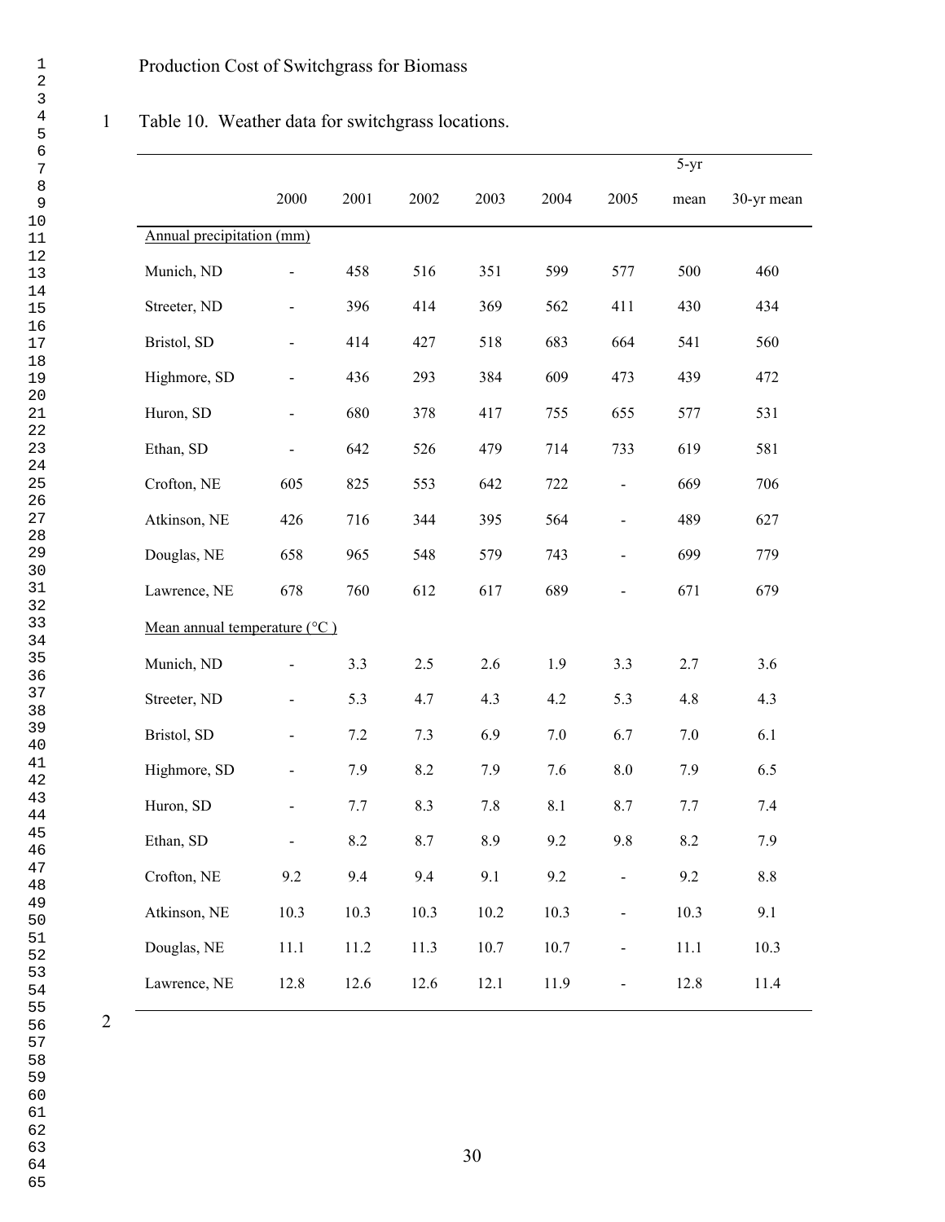Table 10. Weather data for switchgrass locations.

| | 2000 | 2001 | 2002 | 2003 | 2004 | 2005 | 5-yr mean | 30-yr mean |
|---|---|---|---|---|---|---|---|---|
| Annual precipitation (mm) | | | | | | | | |
| Munich, ND | - | 458 | 516 | 351 | 599 | 577 | 500 | 460 |
| Streeter, ND | - | 396 | 414 | 369 | 562 | 411 | 430 | 434 |
| Bristol, SD | - | 414 | 427 | 518 | 683 | 664 | 541 | 560 |
| Highmore, SD | - | 436 | 293 | 384 | 609 | 473 | 439 | 472 |
| Huron, SD | - | 680 | 378 | 417 | 755 | 655 | 577 | 531 |
| Ethan, SD | - | 642 | 526 | 479 | 714 | 733 | 619 | 581 |
| Crofton, NE | 605 | 825 | 553 | 642 | 722 | - | 669 | 706 |
| Atkinson, NE | 426 | 716 | 344 | 395 | 564 | - | 489 | 627 |
| Douglas, NE | 658 | 965 | 548 | 579 | 743 | - | 699 | 779 |
| Lawrence, NE | 678 | 760 | 612 | 617 | 689 | - | 671 | 679 |
| Mean annual temperature (°C ) | | | | | | | | |
| Munich, ND | - | 3.3 | 2.5 | 2.6 | 1.9 | 3.3 | 2.7 | 3.6 |
| Streeter, ND | - | 5.3 | 4.7 | 4.3 | 4.2 | 5.3 | 4.8 | 4.3 |
| Bristol, SD | - | 7.2 | 7.3 | 6.9 | 7.0 | 6.7 | 7.0 | 6.1 |
| Highmore, SD | - | 7.9 | 8.2 | 7.9 | 7.6 | 8.0 | 7.9 | 6.5 |
| Huron, SD | - | 7.7 | 8.3 | 7.8 | 8.1 | 8.7 | 7.7 | 7.4 |
| Ethan, SD | - | 8.2 | 8.7 | 8.9 | 9.2 | 9.8 | 8.2 | 7.9 |
| Crofton, NE | 9.2 | 9.4 | 9.4 | 9.1 | 9.2 | - | 9.2 | 8.8 |
| Atkinson, NE | 10.3 | 10.3 | 10.3 | 10.2 | 10.3 | - | 10.3 | 9.1 |
| Douglas, NE | 11.1 | 11.2 | 11.3 | 10.7 | 10.7 | - | 11.1 | 10.3 |
| Lawrence, NE | 12.8 | 12.6 | 12.6 | 12.1 | 11.9 | - | 12.8 | 11.4 |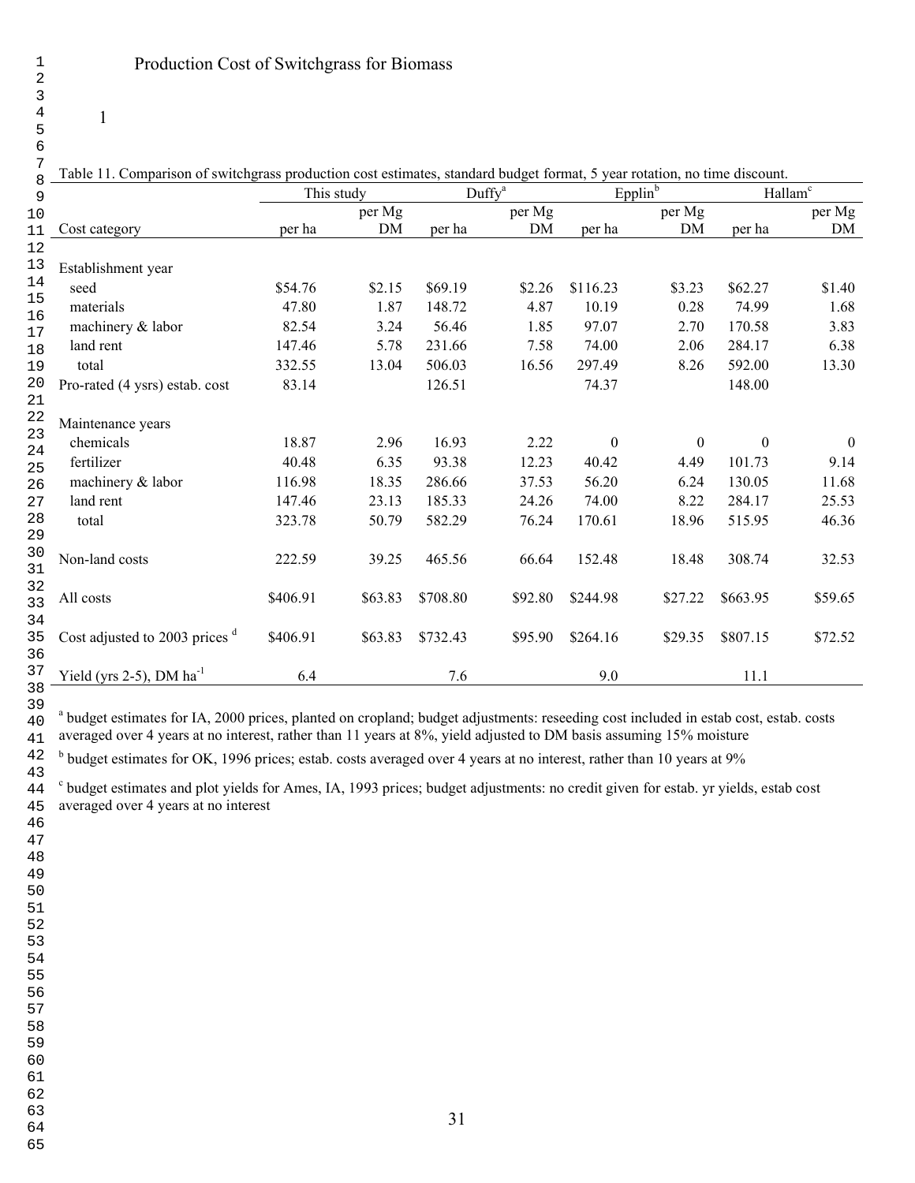Table 11. Comparison of switchgrass production cost estimates, standard budget format, 5 year rotation, no time discount.

| Cost category | This study per ha | This study per Mg DM | Duffy[a] per ha | Duffy[a] per Mg DM | Epplin[b] per ha | Epplin[b] per Mg DM | Hallam[c] per ha | Hallam[c] per Mg DM |
|---|---|---|---|---|---|---|---|---|
| Establishment year | | | | | | | | |
| seed | $54.76 | $2.15 | $69.19 | $2.26 | $116.23 | $3.23 | $62.27 | $1.40 |
| materials | 47.80 | 1.87 | 148.72 | 4.87 | 10.19 | 0.28 | 74.99 | 1.68 |
| machinery & labor | 82.54 | 3.24 | 56.46 | 1.85 | 97.07 | 2.70 | 170.58 | 3.83 |
| land rent | 147.46 | 5.78 | 231.66 | 7.58 | 74.00 | 2.06 | 284.17 | 6.38 |
| total | 332.55 | 13.04 | 506.03 | 16.56 | 297.49 | 8.26 | 592.00 | 13.30 |
| Pro-rated (4 ysrs) estab. cost | 83.14 | | 126.51 | | 74.37 | | 148.00 | |
| Maintenance years | | | | | | | | |
| chemicals | 18.87 | 2.96 | 16.93 | 2.22 | 0 | 0 | 0 | 0 |
| fertilizer | 40.48 | 6.35 | 93.38 | 12.23 | 40.42 | 4.49 | 101.73 | 9.14 |
| machinery & labor | 116.98 | 18.35 | 286.66 | 37.53 | 56.20 | 6.24 | 130.05 | 11.68 |
| land rent | 147.46 | 23.13 | 185.33 | 24.26 | 74.00 | 8.22 | 284.17 | 25.53 |
| total | 323.78 | 50.79 | 582.29 | 76.24 | 170.61 | 18.96 | 515.95 | 46.36 |
| Non-land costs | 222.59 | 39.25 | 465.56 | 66.64 | 152.48 | 18.48 | 308.74 | 32.53 |
| All costs | $406.91 | $63.83 | $708.80 | $92.80 | $244.98 | $27.22 | $663.95 | $59.65 |
| Cost adjusted to 2003 prices [d] | $406.91 | $63.83 | $732.43 | $95.90 | $264.16 | $29.35 | $807.15 | $72.52 |
| Yield (yrs 2-5), DM ha$^{-1}$ | 6.4 | | 7.6 | | 9.0 | | 11.1 | |

[a] budget estimates for IA, 2000 prices, planted on cropland; budget adjustments: reseeding cost included in estab cost, estab. costs averaged over 4 years at no interest, rather than 11 years at 8%, yield adjusted to DM basis assuming 15% moisture

[b] budget estimates for OK, 1996 prices; estab. costs averaged over 4 years at no interest, rather than 10 years at 9%

[c] budget estimates and plot yields for Ames, IA, 1993 prices; budget adjustments: no credit given for estab. yr yields, estab cost averaged over 4 years at no interest